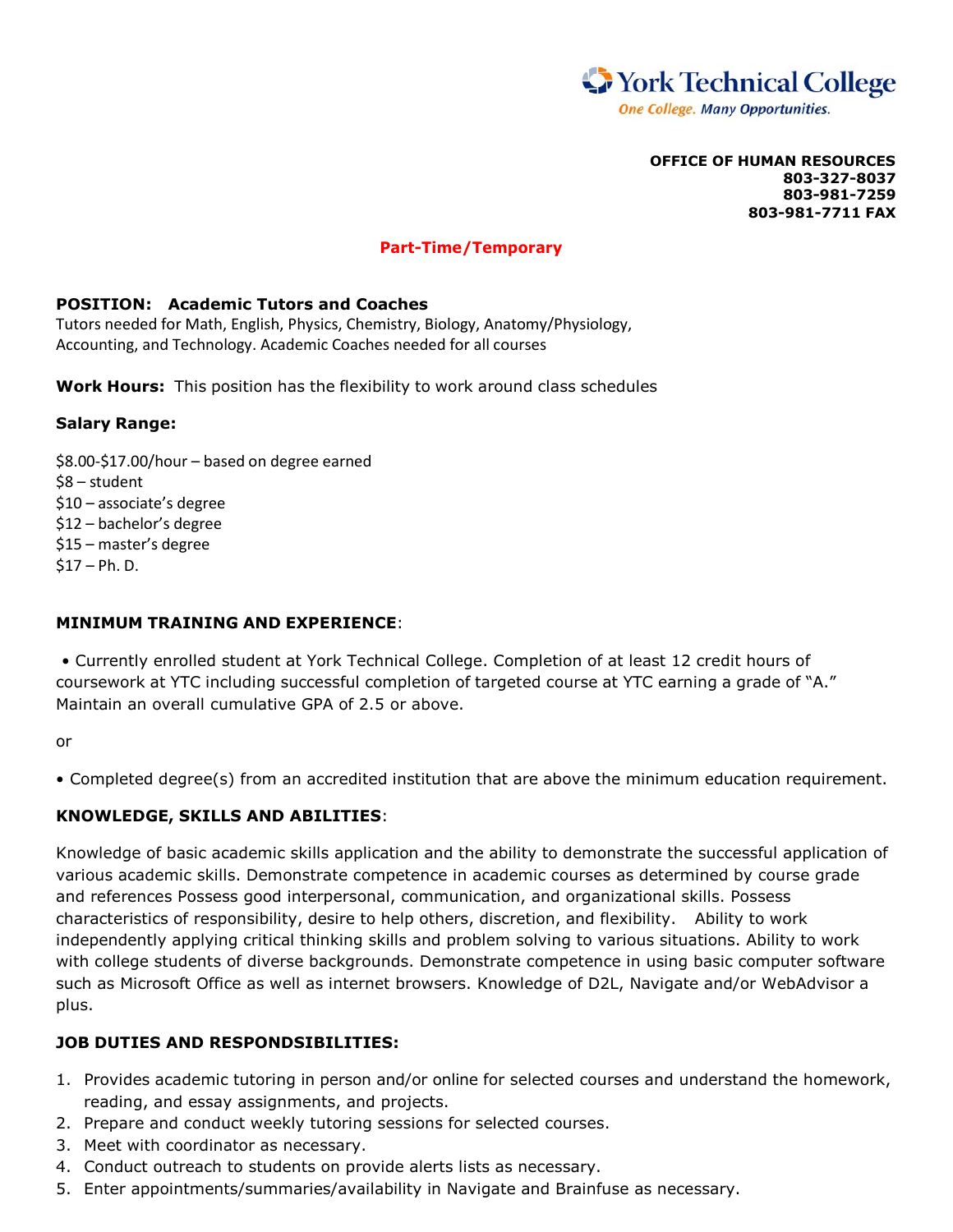York Technical College

*One College. Many Opportunities.*

**OFFICE OF HUMAN RESOURCES**
**803-327-8037**
**803-981-7259**
**803-981-7711 FAX**

**Part-Time/Temporary**

**POSITION: Academic Tutors and Coaches**

Tutors needed for Math, English, Physics, Chemistry, Biology, Anatomy/Physiology, Accounting, and Technology. Academic Coaches needed for all courses

**Work Hours:** This position has the flexibility to work around class schedules

**Salary Range:**

$8.00-$17.00/hour – based on degree earned
$8 – student
$10 – associate's degree
$12 – bachelor's degree
$15 – master's degree
$17 – Ph. D.

**MINIMUM TRAINING AND EXPERIENCE**:

• Currently enrolled student at York Technical College. Completion of at least 12 credit hours of coursework at YTC including successful completion of targeted course at YTC earning a grade of "A." Maintain an overall cumulative GPA of 2.5 or above.

or

• Completed degree(s) from an accredited institution that are above the minimum education requirement.

**KNOWLEDGE, SKILLS AND ABILITIES**:

Knowledge of basic academic skills application and the ability to demonstrate the successful application of various academic skills. Demonstrate competence in academic courses as determined by course grade and references Possess good interpersonal, communication, and organizational skills. Possess characteristics of responsibility, desire to help others, discretion, and flexibility. Ability to work independently applying critical thinking skills and problem solving to various situations. Ability to work with college students of diverse backgrounds. Demonstrate competence in using basic computer software such as Microsoft Office as well as internet browsers. Knowledge of D2L, Navigate and/or WebAdvisor a plus.

**JOB DUTIES AND RESPONDSIBILITIES:**

1. Provides academic tutoring in person and/or online for selected courses and understand the homework, reading, and essay assignments, and projects.
2. Prepare and conduct weekly tutoring sessions for selected courses.
3. Meet with coordinator as necessary.
4. Conduct outreach to students on provide alerts lists as necessary.
5. Enter appointments/summaries/availability in Navigate and Brainfuse as necessary.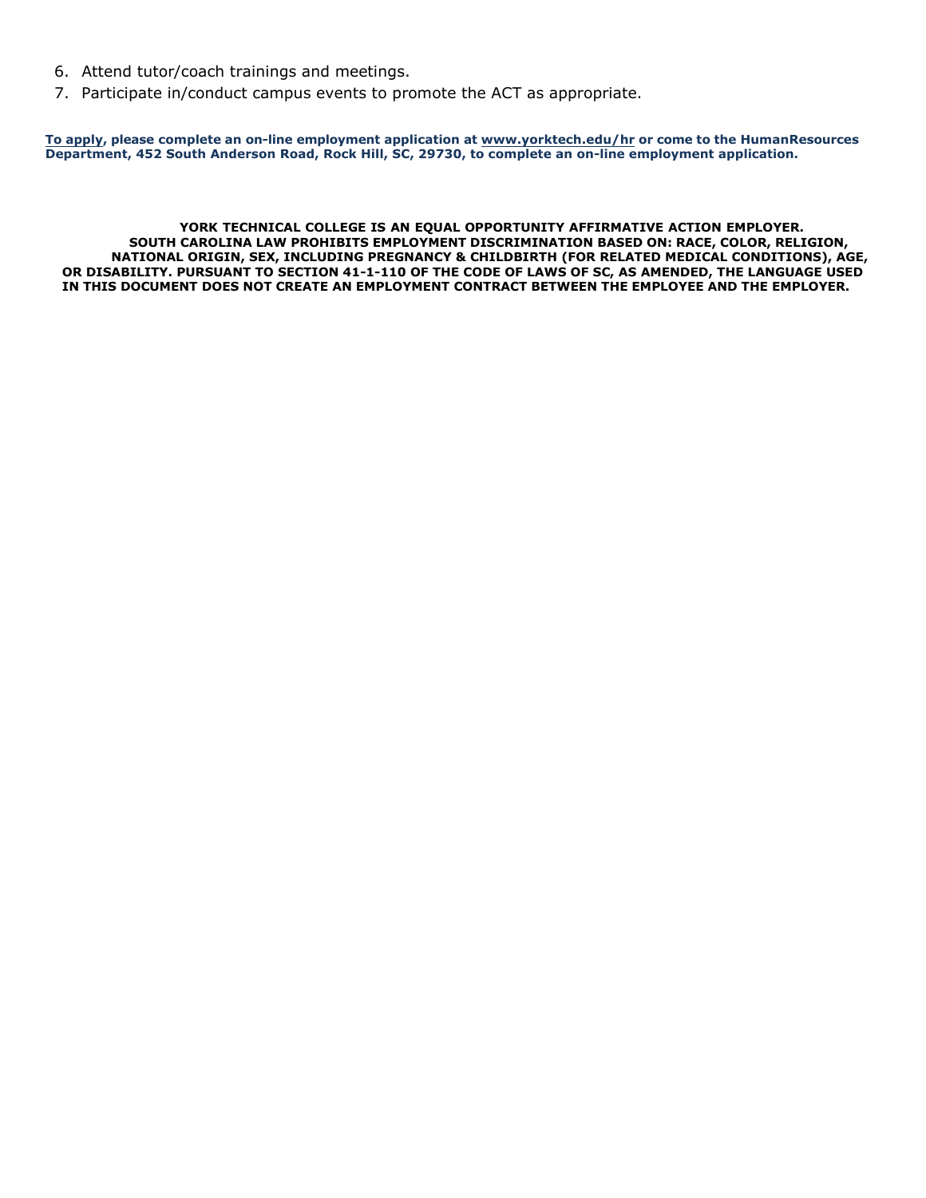6. Attend tutor/coach trainings and meetings.
7. Participate in/conduct campus events to promote the ACT as appropriate.

**To apply, please complete an on-line employment application at www.yorktech.edu/hr or come to the HumanResources Department, 452 South Anderson Road, Rock Hill, SC, 29730, to complete an on-line employment application.**

**YORK TECHNICAL COLLEGE IS AN EQUAL OPPORTUNITY AFFIRMATIVE ACTION EMPLOYER. SOUTH CAROLINA LAW PROHIBITS EMPLOYMENT DISCRIMINATION BASED ON: RACE, COLOR, RELIGION, NATIONAL ORIGIN, SEX, INCLUDING PREGNANCY & CHILDBIRTH (FOR RELATED MEDICAL CONDITIONS), AGE, OR DISABILITY. PURSUANT TO SECTION 41-1-110 OF THE CODE OF LAWS OF SC, AS AMENDED, THE LANGUAGE USED IN THIS DOCUMENT DOES NOT CREATE AN EMPLOYMENT CONTRACT BETWEEN THE EMPLOYEE AND THE EMPLOYER.**